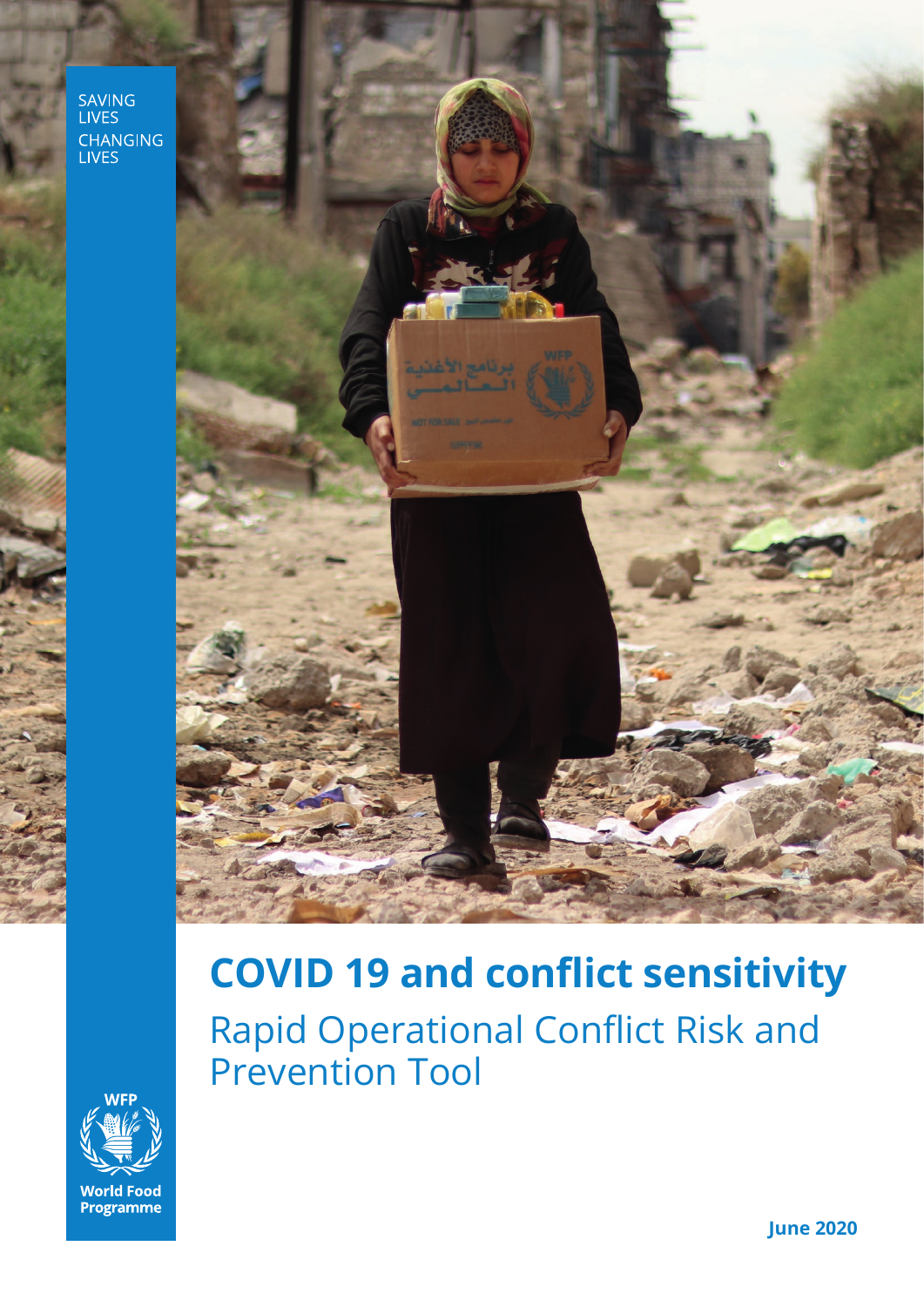SAVING LIVES
CHANGING LIVES

# COVID 19 and conflict sensitivity

## Rapid Operational Conflict Risk and Prevention Tool

WFP
World Food Programme

**June 2020**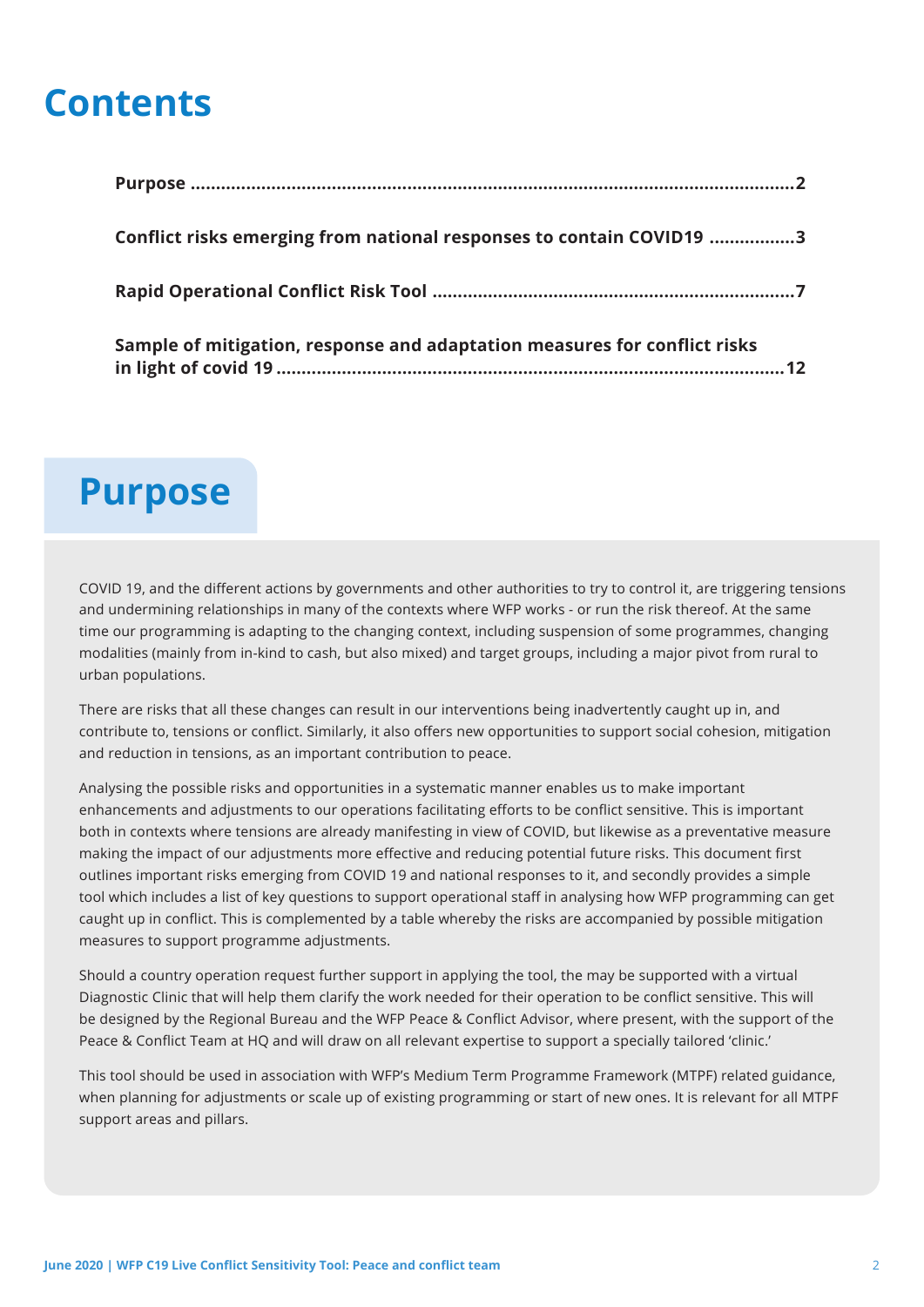# Contents

**Purpose** ......................................................................................................... 2

**Conflict risks emerging from national responses to contain COVID19** ................. 3

**Rapid Operational Conflict Risk Tool** ...................................................................... 7

**Sample of mitigation, response and adaptation measures for conflict risks in light of covid 19** ...................................................................................... 12

# Purpose

COVID 19, and the different actions by governments and other authorities to try to control it, are triggering tensions and undermining relationships in many of the contexts where WFP works - or run the risk thereof. At the same time our programming is adapting to the changing context, including suspension of some programmes, changing modalities (mainly from in-kind to cash, but also mixed) and target groups, including a major pivot from rural to urban populations.

There are risks that all these changes can result in our interventions being inadvertently caught up in, and contribute to, tensions or conflict. Similarly, it also offers new opportunities to support social cohesion, mitigation and reduction in tensions, as an important contribution to peace.

Analysing the possible risks and opportunities in a systematic manner enables us to make important enhancements and adjustments to our operations facilitating efforts to be conflict sensitive. This is important both in contexts where tensions are already manifesting in view of COVID, but likewise as a preventative measure making the impact of our adjustments more effective and reducing potential future risks. This document first outlines important risks emerging from COVID 19 and national responses to it, and secondly provides a simple tool which includes a list of key questions to support operational staff in analysing how WFP programming can get caught up in conflict. This is complemented by a table whereby the risks are accompanied by possible mitigation measures to support programme adjustments.

Should a country operation request further support in applying the tool, the may be supported with a virtual Diagnostic Clinic that will help them clarify the work needed for their operation to be conflict sensitive. This will be designed by the Regional Bureau and the WFP Peace & Conflict Advisor, where present, with the support of the Peace & Conflict Team at HQ and will draw on all relevant expertise to support a specially tailored 'clinic.'

This tool should be used in association with WFP's Medium Term Programme Framework (MTPF) related guidance, when planning for adjustments or scale up of existing programming or start of new ones. It is relevant for all MTPF support areas and pillars.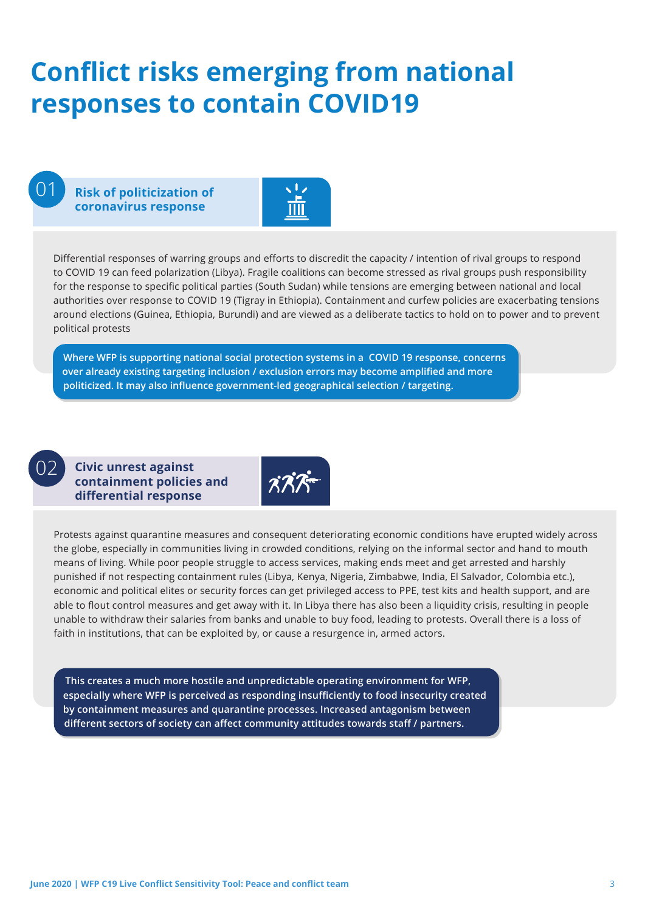# Conflict risks emerging from national responses to contain COVID19

## 01 Risk of politicization of coronavirus response

Differential responses of warring groups and efforts to discredit the capacity / intention of rival groups to respond to COVID 19 can feed polarization (Libya). Fragile coalitions can become stressed as rival groups push responsibility for the response to specific political parties (South Sudan) while tensions are emerging between national and local authorities over response to COVID 19 (Tigray in Ethiopia). Containment and curfew policies are exacerbating tensions around elections (Guinea, Ethiopia, Burundi) and are viewed as a deliberate tactics to hold on to power and to prevent political protests

**Where WFP is supporting national social protection systems in a COVID 19 response, concerns over already existing targeting inclusion / exclusion errors may become amplified and more politicized. It may also influence government-led geographical selection / targeting.**

## 02 Civic unrest against containment policies and differential response

Protests against quarantine measures and consequent deteriorating economic conditions have erupted widely across the globe, especially in communities living in crowded conditions, relying on the informal sector and hand to mouth means of living. While poor people struggle to access services, making ends meet and get arrested and harshly punished if not respecting containment rules (Libya, Kenya, Nigeria, Zimbabwe, India, El Salvador, Colombia etc.), economic and political elites or security forces can get privileged access to PPE, test kits and health support, and are able to flout control measures and get away with it. In Libya there has also been a liquidity crisis, resulting in people unable to withdraw their salaries from banks and unable to buy food, leading to protests. Overall there is a loss of faith in institutions, that can be exploited by, or cause a resurgence in, armed actors.

**This creates a much more hostile and unpredictable operating environment for WFP, especially where WFP is perceived as responding insufficiently to food insecurity created by containment measures and quarantine processes. Increased antagonism between different sectors of society can affect community attitudes towards staff / partners.**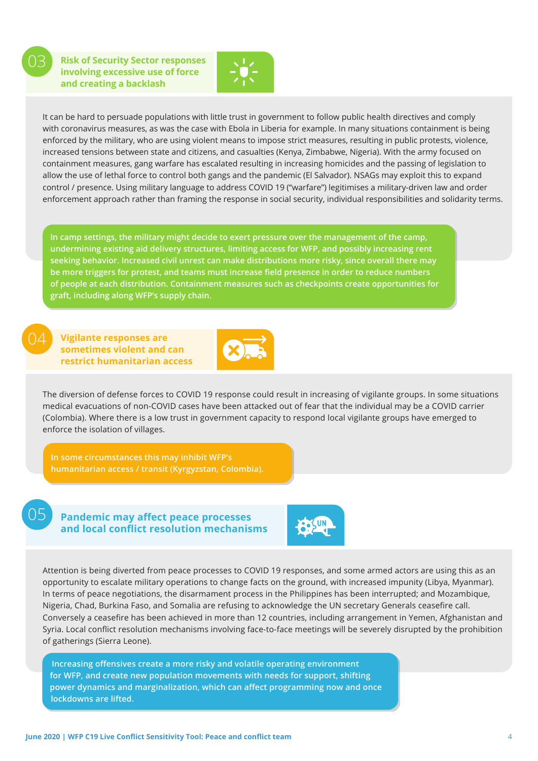## 03 Risk of Security Sector responses involving excessive use of force and creating a backlash

It can be hard to persuade populations with little trust in government to follow public health directives and comply with coronavirus measures, as was the case with Ebola in Liberia for example. In many situations containment is being enforced by the military, who are using violent means to impose strict measures, resulting in public protests, violence, increased tensions between state and citizens, and casualties (Kenya, Zimbabwe, Nigeria). With the army focused on containment measures, gang warfare has escalated resulting in increasing homicides and the passing of legislation to allow the use of lethal force to control both gangs and the pandemic (El Salvador). NSAGs may exploit this to expand control / presence. Using military language to address COVID 19 ("warfare") legitimises a military-driven law and order enforcement approach rather than framing the response in social security, individual responsibilities and solidarity terms.

**In camp settings, the military might decide to exert pressure over the management of the camp, undermining existing aid delivery structures, limiting access for WFP, and possibly increasing rent seeking behavior. Increased civil unrest can make distributions more risky, since overall there may be more triggers for protest, and teams must increase field presence in order to reduce numbers of people at each distribution. Containment measures such as checkpoints create opportunities for graft, including along WFP's supply chain.**

## 04 Vigilante responses are sometimes violent and can restrict humanitarian access

The diversion of defense forces to COVID 19 response could result in increasing of vigilante groups. In some situations medical evacuations of non-COVID cases have been attacked out of fear that the individual may be a COVID carrier (Colombia). Where there is a low trust in government capacity to respond local vigilante groups have emerged to enforce the isolation of villages.

**In some circumstances this may inhibit WFP's humanitarian access / transit (Kyrgyzstan, Colombia).**

## 05 Pandemic may affect peace processes and local conflict resolution mechanisms

Attention is being diverted from peace processes to COVID 19 responses, and some armed actors are using this as an opportunity to escalate military operations to change facts on the ground, with increased impunity (Libya, Myanmar). In terms of peace negotiations, the disarmament process in the Philippines has been interrupted; and Mozambique, Nigeria, Chad, Burkina Faso, and Somalia are refusing to acknowledge the UN secretary Generals ceasefire call. Conversely a ceasefire has been achieved in more than 12 countries, including arrangement in Yemen, Afghanistan and Syria. Local conflict resolution mechanisms involving face-to-face meetings will be severely disrupted by the prohibition of gatherings (Sierra Leone).

**Increasing offensives create a more risky and volatile operating environment for WFP, and create new population movements with needs for support, shifting power dynamics and marginalization, which can affect programming now and once lockdowns are lifted.**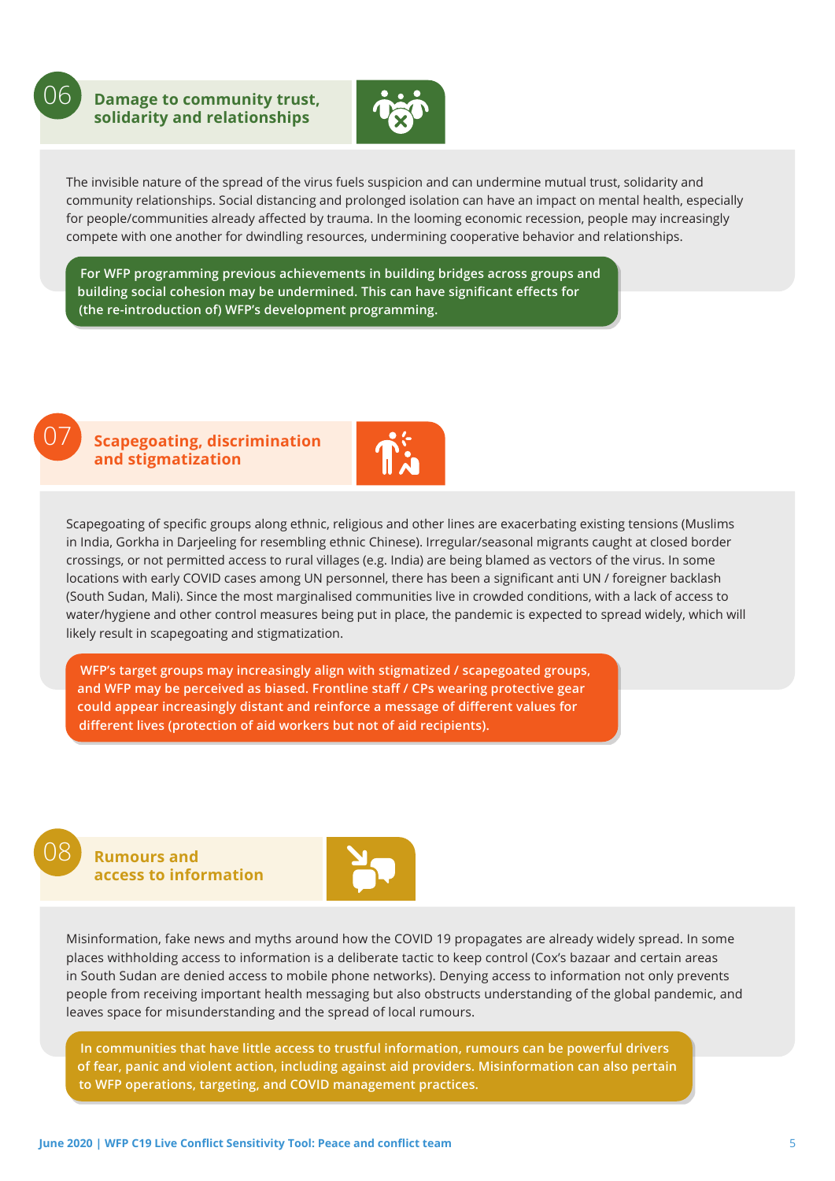## 06 Damage to community trust, solidarity and relationships

The invisible nature of the spread of the virus fuels suspicion and can undermine mutual trust, solidarity and community relationships. Social distancing and prolonged isolation can have an impact on mental health, especially for people/communities already affected by trauma. In the looming economic recession, people may increasingly compete with one another for dwindling resources, undermining cooperative behavior and relationships.

**For WFP programming previous achievements in building bridges across groups and building social cohesion may be undermined. This can have significant effects for (the re-introduction of) WFP's development programming.**

## 07 Scapegoating, discrimination and stigmatization

Scapegoating of specific groups along ethnic, religious and other lines are exacerbating existing tensions (Muslims in India, Gorkha in Darjeeling for resembling ethnic Chinese). Irregular/seasonal migrants caught at closed border crossings, or not permitted access to rural villages (e.g. India) are being blamed as vectors of the virus. In some locations with early COVID cases among UN personnel, there has been a significant anti UN / foreigner backlash (South Sudan, Mali). Since the most marginalised communities live in crowded conditions, with a lack of access to water/hygiene and other control measures being put in place, the pandemic is expected to spread widely, which will likely result in scapegoating and stigmatization.

**WFP's target groups may increasingly align with stigmatized / scapegoated groups, and WFP may be perceived as biased. Frontline staff / CPs wearing protective gear could appear increasingly distant and reinforce a message of different values for different lives (protection of aid workers but not of aid recipients).**

## 08 Rumours and access to information

Misinformation, fake news and myths around how the COVID 19 propagates are already widely spread. In some places withholding access to information is a deliberate tactic to keep control (Cox's bazaar and certain areas in South Sudan are denied access to mobile phone networks). Denying access to information not only prevents people from receiving important health messaging but also obstructs understanding of the global pandemic, and leaves space for misunderstanding and the spread of local rumours.

**In communities that have little access to trustful information, rumours can be powerful drivers of fear, panic and violent action, including against aid providers. Misinformation can also pertain to WFP operations, targeting, and COVID management practices.**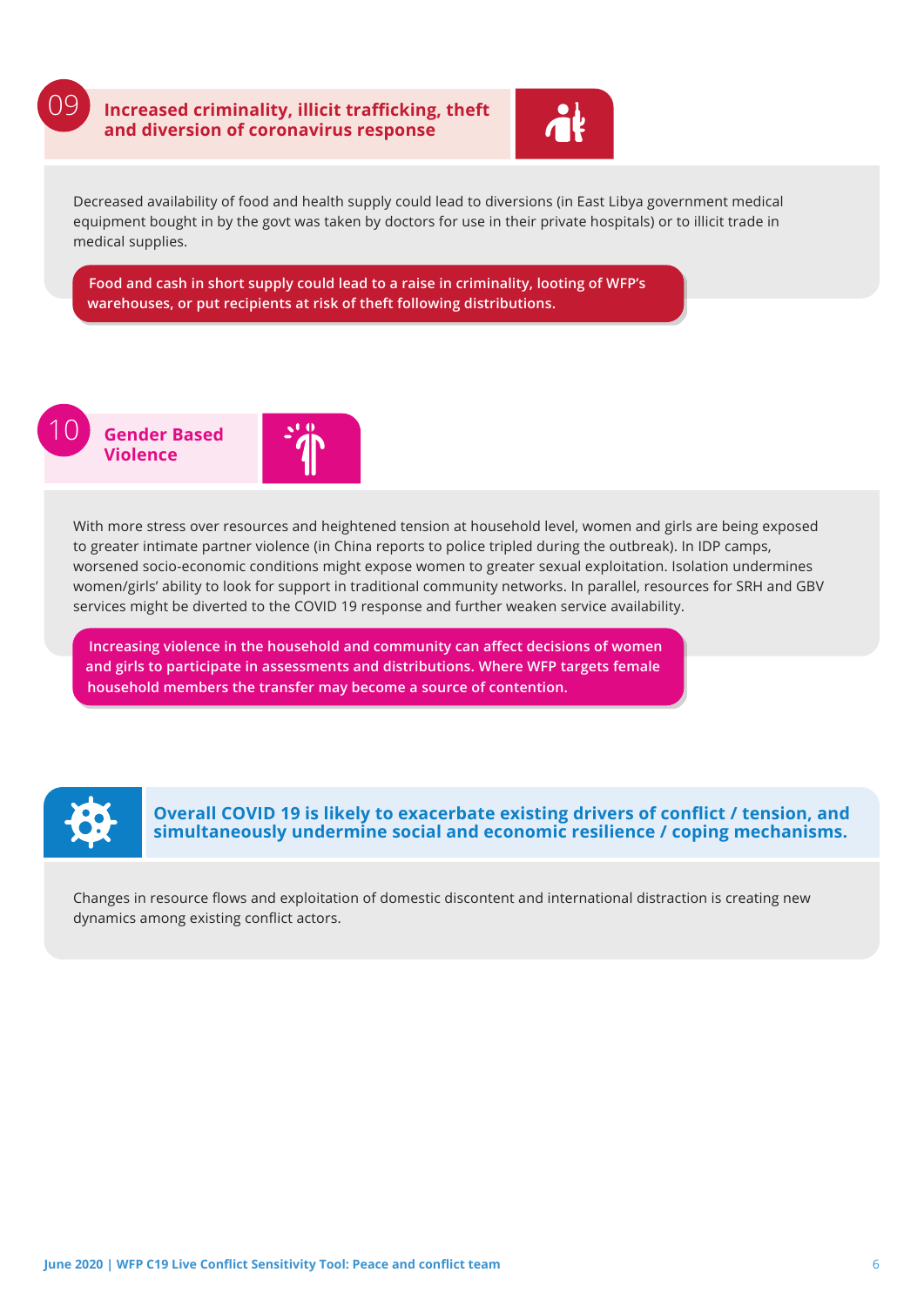## 09 Increased criminality, illicit trafficking, theft and diversion of coronavirus response

Decreased availability of food and health supply could lead to diversions (in East Libya government medical equipment bought in by the govt was taken by doctors for use in their private hospitals) or to illicit trade in medical supplies.

**Food and cash in short supply could lead to a raise in criminality, looting of WFP's warehouses, or put recipients at risk of theft following distributions.**

## 10 Gender Based Violence

With more stress over resources and heightened tension at household level, women and girls are being exposed to greater intimate partner violence (in China reports to police tripled during the outbreak). In IDP camps, worsened socio-economic conditions might expose women to greater sexual exploitation. Isolation undermines women/girls' ability to look for support in traditional community networks. In parallel, resources for SRH and GBV services might be diverted to the COVID 19 response and further weaken service availability.

**Increasing violence in the household and community can affect decisions of women and girls to participate in assessments and distributions. Where WFP targets female household members the transfer may become a source of contention.**

## Overall COVID 19 is likely to exacerbate existing drivers of conflict / tension, and simultaneously undermine social and economic resilience / coping mechanisms.

Changes in resource flows and exploitation of domestic discontent and international distraction is creating new dynamics among existing conflict actors.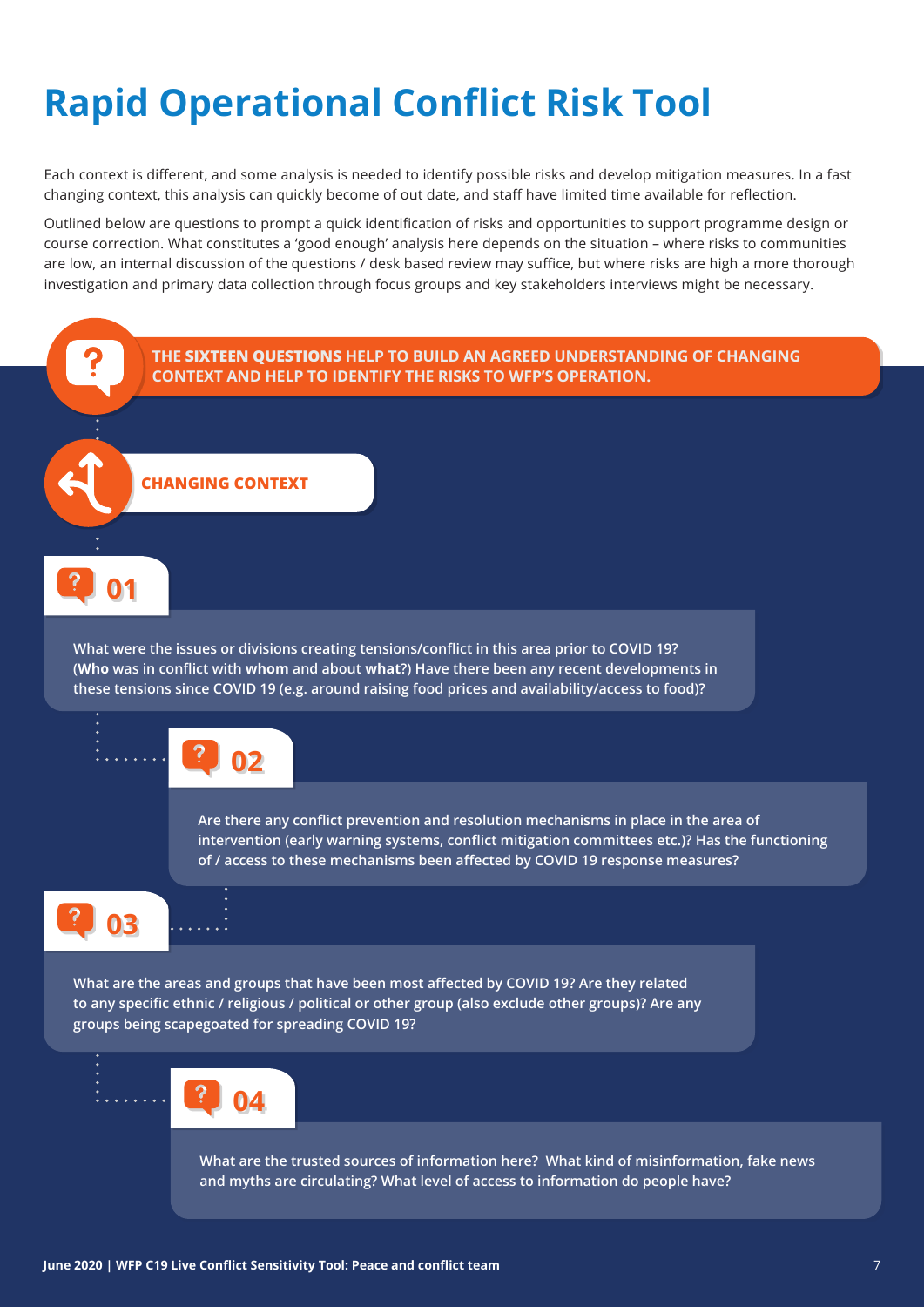# Rapid Operational Conflict Risk Tool

Each context is different, and some analysis is needed to identify possible risks and develop mitigation measures. In a fast changing context, this analysis can quickly become of out date, and staff have limited time available for reflection.

Outlined below are questions to prompt a quick identification of risks and opportunities to support programme design or course correction. What constitutes a 'good enough' analysis here depends on the situation – where risks to communities are low, an internal discussion of the questions / desk based review may suffice, but where risks are high a more thorough investigation and primary data collection through focus groups and key stakeholders interviews might be necessary.

**THE SIXTEEN QUESTIONS HELP TO BUILD AN AGREED UNDERSTANDING OF CHANGING CONTEXT AND HELP TO IDENTIFY THE RISKS TO WFP'S OPERATION.**

## CHANGING CONTEXT

### 01

What were the issues or divisions creating tensions/conflict in this area prior to COVID 19? (**Who** was in conflict with **whom** and about **what**?) Have there been any recent developments in these tensions since COVID 19 (e.g. around raising food prices and availability/access to food)?

### 02

Are there any conflict prevention and resolution mechanisms in place in the area of intervention (early warning systems, conflict mitigation committees etc.)? Has the functioning of / access to these mechanisms been affected by COVID 19 response measures?

### 03

What are the areas and groups that have been most affected by COVID 19? Are they related to any specific ethnic / religious / political or other group (also exclude other groups)? Are any groups being scapegoated for spreading COVID 19?

### 04

What are the trusted sources of information here? What kind of misinformation, fake news and myths are circulating? What level of access to information do people have?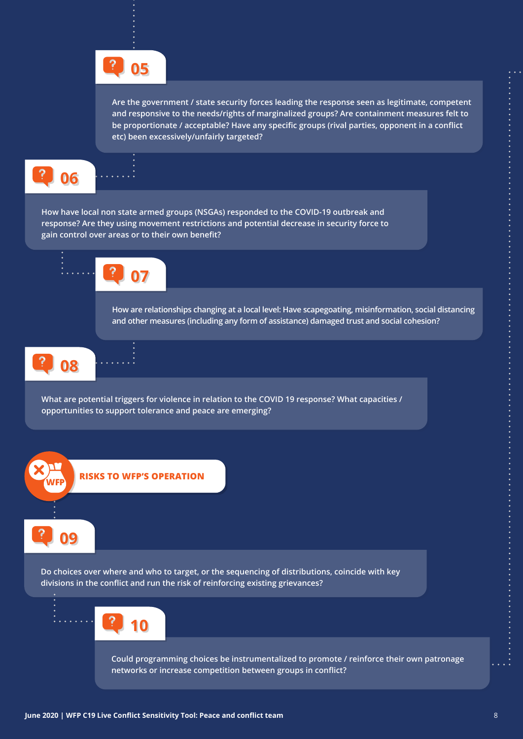### 05

Are the government / state security forces leading the response seen as legitimate, competent and responsive to the needs/rights of marginalized groups? Are containment measures felt to be proportionate / acceptable? Have any specific groups (rival parties, opponent in a conflict etc) been excessively/unfairly targeted?

### 06

How have local non state armed groups (NSGAs) responded to the COVID-19 outbreak and response? Are they using movement restrictions and potential decrease in security force to gain control over areas or to their own benefit?

### 07

How are relationships changing at a local level: Have scapegoating, misinformation, social distancing and other measures (including any form of assistance) damaged trust and social cohesion?

### 08

What are potential triggers for violence in relation to the COVID 19 response? What capacities / opportunities to support tolerance and peace are emerging?

## RISKS TO WFP'S OPERATION

### 09

Do choices over where and who to target, or the sequencing of distributions, coincide with key divisions in the conflict and run the risk of reinforcing existing grievances?

### 10

Could programming choices be instrumentalized to promote / reinforce their own patronage networks or increase competition between groups in conflict?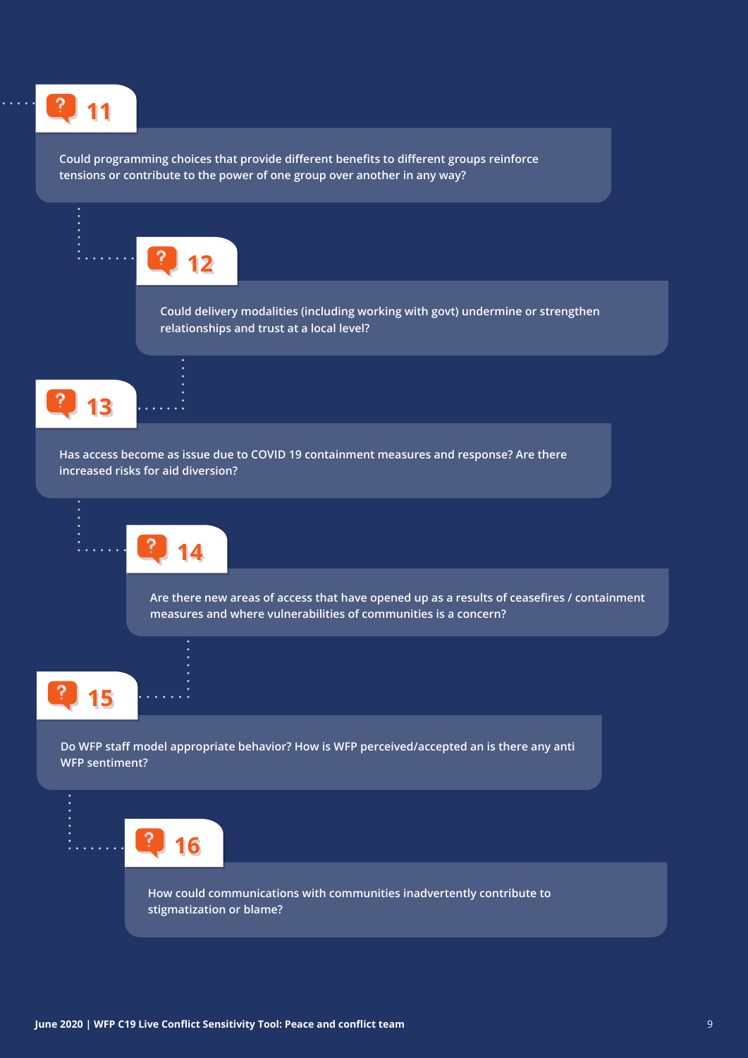**11**

Could programming choices that provide different benefits to different groups reinforce tensions or contribute to the power of one group over another in any way?

**12**

Could delivery modalities (including working with govt) undermine or strengthen relationships and trust at a local level?

**13**

Has access become as issue due to COVID 19 containment measures and response? Are there increased risks for aid diversion?

**14**

Are there new areas of access that have opened up as a results of ceasefires / containment measures and where vulnerabilities of communities is a concern?

**15**

Do WFP staff model appropriate behavior? How is WFP perceived/accepted an is there any anti WFP sentiment?

**16**

How could communications with communities inadvertently contribute to stigmatization or blame?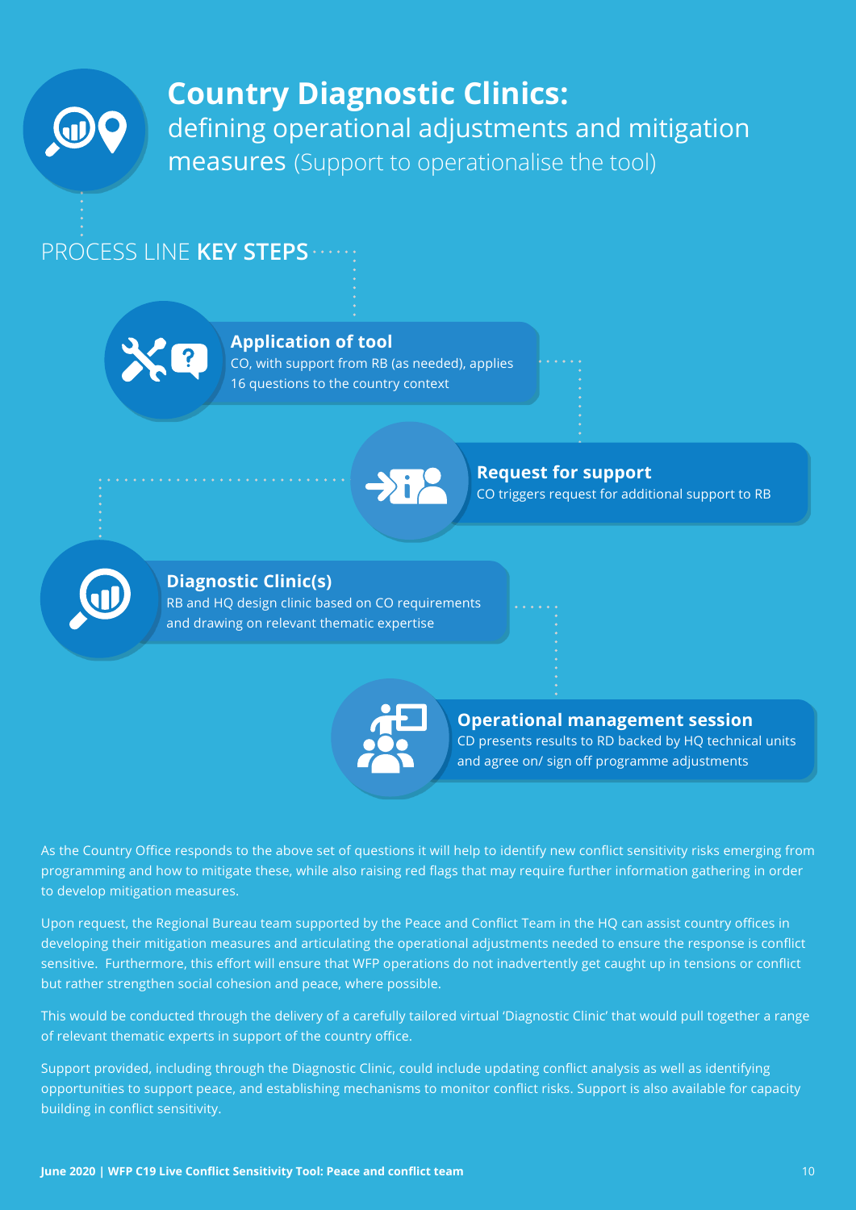# Country Diagnostic Clinics:

defining operational adjustments and mitigation measures (Support to operationalise the tool)

## PROCESS LINE **KEY STEPS**

**Application of tool**
CO, with support from RB (as needed), applies 16 questions to the country context

**Request for support**
CO triggers request for additional support to RB

**Diagnostic Clinic(s)**
RB and HQ design clinic based on CO requirements and drawing on relevant thematic expertise

**Operational management session**
CD presents results to RD backed by HQ technical units and agree on/ sign off programme adjustments

As the Country Office responds to the above set of questions it will help to identify new conflict sensitivity risks emerging from programming and how to mitigate these, while also raising red flags that may require further information gathering in order to develop mitigation measures.

Upon request, the Regional Bureau team supported by the Peace and Conflict Team in the HQ can assist country offices in developing their mitigation measures and articulating the operational adjustments needed to ensure the response is conflict sensitive. Furthermore, this effort will ensure that WFP operations do not inadvertently get caught up in tensions or conflict but rather strengthen social cohesion and peace, where possible.

This would be conducted through the delivery of a carefully tailored virtual 'Diagnostic Clinic' that would pull together a range of relevant thematic experts in support of the country office.

Support provided, including through the Diagnostic Clinic, could include updating conflict analysis as well as identifying opportunities to support peace, and establishing mechanisms to monitor conflict risks. Support is also available for capacity building in conflict sensitivity.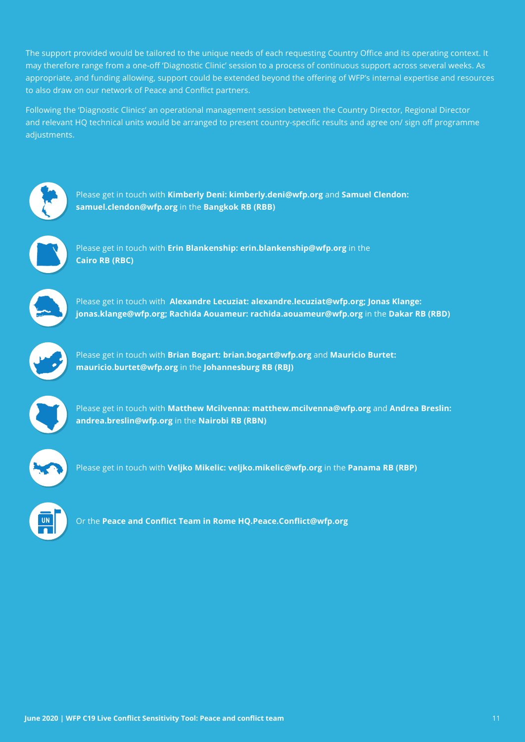The support provided would be tailored to the unique needs of each requesting Country Office and its operating context. It may therefore range from a one-off 'Diagnostic Clinic' session to a process of continuous support across several weeks. As appropriate, and funding allowing, support could be extended beyond the offering of WFP's internal expertise and resources to also draw on our network of Peace and Conflict partners.

Following the 'Diagnostic Clinics' an operational management session between the Country Director, Regional Director and relevant HQ technical units would be arranged to present country-specific results and agree on/ sign off programme adjustments.

Please get in touch with **Kimberly Deni: kimberly.deni@wfp.org** and **Samuel Clendon: samuel.clendon@wfp.org** in the **Bangkok RB (RBB)**

Please get in touch with **Erin Blankenship: erin.blankenship@wfp.org** in the **Cairo RB (RBC)**

Please get in touch with **Alexandre Lecuziat: alexandre.lecuziat@wfp.org; Jonas Klange: jonas.klange@wfp.org; Rachida Aouameur: rachida.aouameur@wfp.org** in the **Dakar RB (RBD)**

Please get in touch with **Brian Bogart: brian.bogart@wfp.org** and **Mauricio Burtet: mauricio.burtet@wfp.org** in the **Johannesburg RB (RBJ)**

Please get in touch with **Matthew Mcilvenna: matthew.mcilvenna@wfp.org** and **Andrea Breslin: andrea.breslin@wfp.org** in the **Nairobi RB (RBN)**

Please get in touch with **Veljko Mikelic: veljko.mikelic@wfp.org** in the **Panama RB (RBP)**

Or the **Peace and Conflict Team in Rome HQ.Peace.Conflict@wfp.org**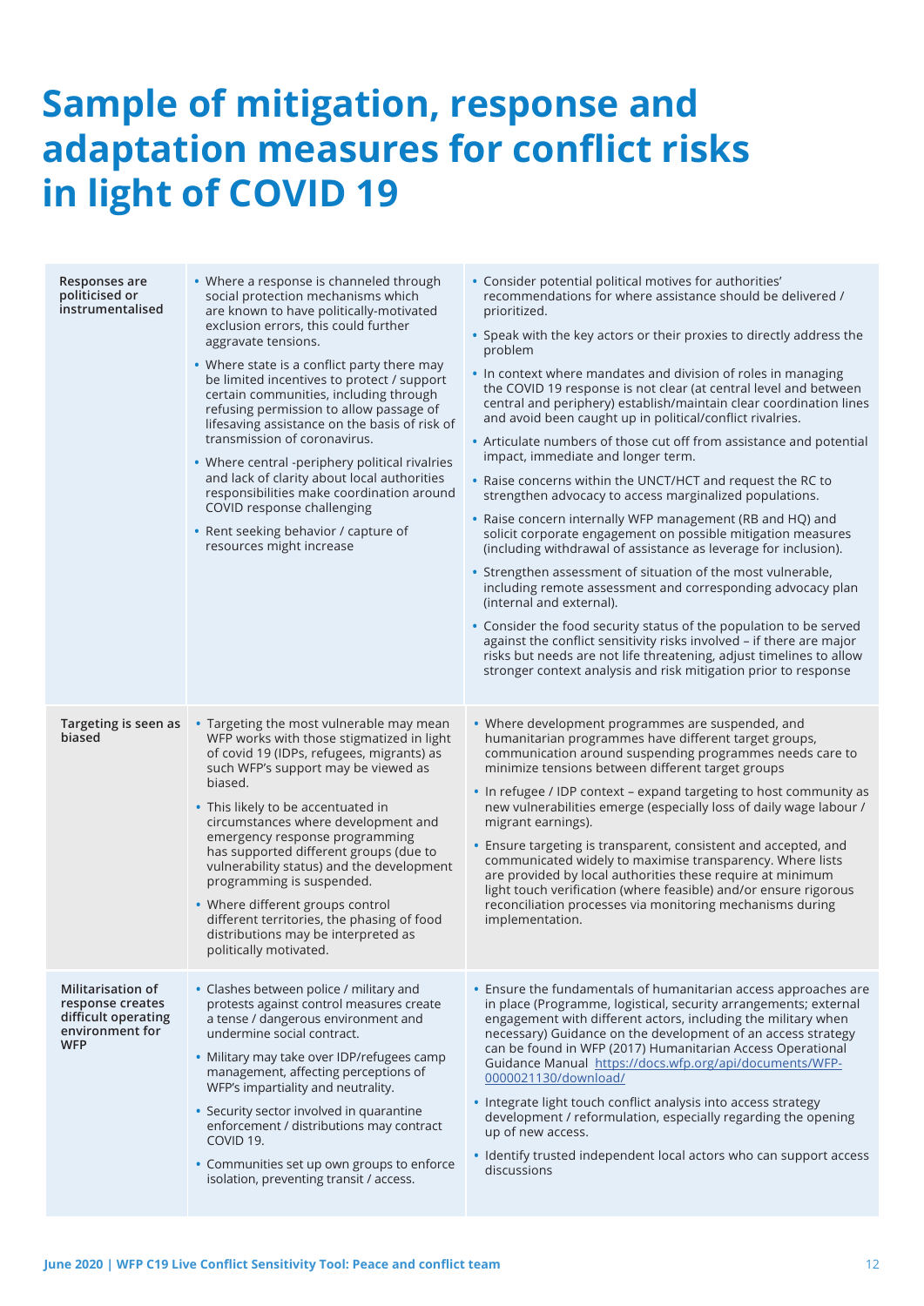# Sample of mitigation, response and adaptation measures for conflict risks in light of COVID 19

| | | |
|---|---|---|
| **Responses are politicised or instrumentalised** | • Where a response is channeled through social protection mechanisms which are known to have politically-motivated exclusion errors, this could further aggravate tensions.<br>• Where state is a conflict party there may be limited incentives to protect / support certain communities, including through refusing permission to allow passage of lifesaving assistance on the basis of risk of transmission of coronavirus.<br>• Where central -periphery political rivalries and lack of clarity about local authorities responsibilities make coordination around COVID response challenging<br>• Rent seeking behavior / capture of resources might increase | • Consider potential political motives for authorities' recommendations for where assistance should be delivered / prioritized.<br>• Speak with the key actors or their proxies to directly address the problem<br>• In context where mandates and division of roles in managing the COVID 19 response is not clear (at central level and between central and periphery) establish/maintain clear coordination lines and avoid been caught up in political/conflict rivalries.<br>• Articulate numbers of those cut off from assistance and potential impact, immediate and longer term.<br>• Raise concerns within the UNCT/HCT and request the RC to strengthen advocacy to access marginalized populations.<br>• Raise concern internally WFP management (RB and HQ) and solicit corporate engagement on possible mitigation measures (including withdrawal of assistance as leverage for inclusion).<br>• Strengthen assessment of situation of the most vulnerable, including remote assessment and corresponding advocacy plan (internal and external).<br>• Consider the food security status of the population to be served against the conflict sensitivity risks involved – if there are major risks but needs are not life threatening, adjust timelines to allow stronger context analysis and risk mitigation prior to response |
| **Targeting is seen as biased** | • Targeting the most vulnerable may mean WFP works with those stigmatized in light of covid 19 (IDPs, refugees, migrants) as such WFP's support may be viewed as biased.<br>• This likely to be accentuated in circumstances where development and emergency response programming has supported different groups (due to vulnerability status) and the development programming is suspended.<br>• Where different groups control different territories, the phasing of food distributions may be interpreted as politically motivated. | • Where development programmes are suspended, and humanitarian programmes have different target groups, communication around suspending programmes needs care to minimize tensions between different target groups<br>• In refugee / IDP context – expand targeting to host community as new vulnerabilities emerge (especially loss of daily wage labour / migrant earnings).<br>• Ensure targeting is transparent, consistent and accepted, and communicated widely to maximise transparency. Where lists are provided by local authorities these require at minimum light touch verification (where feasible) and/or ensure rigorous reconciliation processes via monitoring mechanisms during implementation. |
| **Militarisation of response creates difficult operating environment for WFP** | • Clashes between police / military and protests against control measures create a tense / dangerous environment and undermine social contract.<br>• Military may take over IDP/refugees camp management, affecting perceptions of WFP's impartiality and neutrality.<br>• Security sector involved in quarantine enforcement / distributions may contract COVID 19.<br>• Communities set up own groups to enforce isolation, preventing transit / access. | • Ensure the fundamentals of humanitarian access approaches are in place (Programme, logistical, security arrangements; external engagement with different actors, including the military when necessary) Guidance on the development of an access strategy can be found in WFP (2017) Humanitarian Access Operational Guidance Manual https://docs.wfp.org/api/documents/WFP-0000021130/download/<br>• Integrate light touch conflict analysis into access strategy development / reformulation, especially regarding the opening up of new access.<br>• Identify trusted independent local actors who can support access discussions |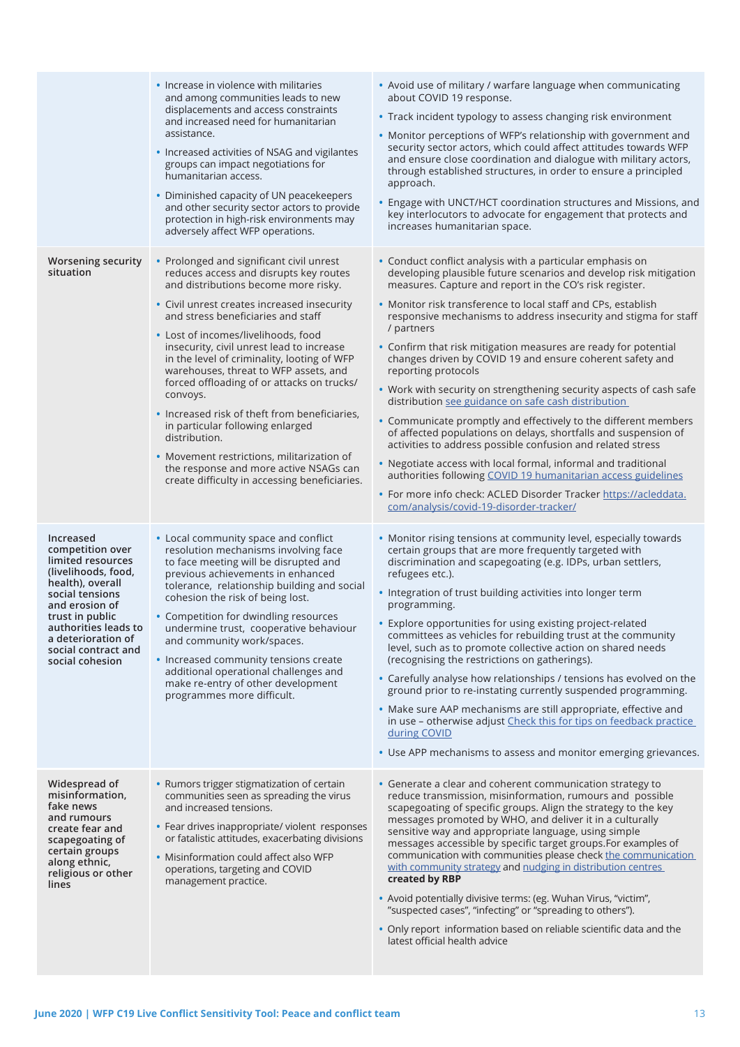| | | |
|---|---|---|
| | • Increase in violence with militaries and among communities leads to new displacements and access constraints and increased need for humanitarian assistance.<br>• Increased activities of NSAG and vigilantes groups can impact negotiations for humanitarian access.<br>• Diminished capacity of UN peacekeepers and other security sector actors to provide protection in high-risk environments may adversely affect WFP operations. | • Avoid use of military / warfare language when communicating about COVID 19 response.<br>• Track incident typology to assess changing risk environment<br>• Monitor perceptions of WFP's relationship with government and security sector actors, which could affect attitudes towards WFP and ensure close coordination and dialogue with military actors, through established structures, in order to ensure a principled approach.<br>• Engage with UNCT/HCT coordination structures and Missions, and key interlocutors to advocate for engagement that protects and increases humanitarian space. |
| **Worsening security situation** | • Prolonged and significant civil unrest reduces access and disrupts key routes and distributions become more risky.<br>• Civil unrest creates increased insecurity and stress beneficiaries and staff<br>• Lost of incomes/livelihoods, food insecurity, civil unrest lead to increase in the level of criminality, looting of WFP warehouses, threat to WFP assets, and forced offloading of or attacks on trucks/ convoys.<br>• Increased risk of theft from beneficiaries, in particular following enlarged distribution.<br>• Movement restrictions, militarization of the response and more active NSAGs can create difficulty in accessing beneficiaries. | • Conduct conflict analysis with a particular emphasis on developing plausible future scenarios and develop risk mitigation measures. Capture and report in the CO's risk register.<br>• Monitor risk transference to local staff and CPs, establish responsive mechanisms to address insecurity and stigma for staff / partners<br>• Confirm that risk mitigation measures are ready for potential changes driven by COVID 19 and ensure coherent safety and reporting protocols<br>• Work with security on strengthening security aspects of cash safe distribution see guidance on safe cash distribution<br>• Communicate promptly and effectively to the different members of affected populations on delays, shortfalls and suspension of activities to address possible confusion and related stress<br>• Negotiate access with local formal, informal and traditional authorities following COVID 19 humanitarian access guidelines<br>• For more info check: ACLED Disorder Tracker https://acleddata.com/analysis/covid-19-disorder-tracker/ |
| **Increased competition over limited resources (livelihoods, food, health), overall social tensions and erosion of trust in public authorities leads to a deterioration of social contract and social cohesion** | • Local community space and conflict resolution mechanisms involving face to face meeting will be disrupted and previous achievements in enhanced tolerance, relationship building and social cohesion the risk of being lost.<br>• Competition for dwindling resources undermine trust, cooperative behaviour and community work/spaces.<br>• Increased community tensions create additional operational challenges and make re-entry of other development programmes more difficult. | • Monitor rising tensions at community level, especially towards certain groups that are more frequently targeted with discrimination and scapegoating (e.g. IDPs, urban settlers, refugees etc.).<br>• Integration of trust building activities into longer term programming.<br>• Explore opportunities for using existing project-related committees as vehicles for rebuilding trust at the community level, such as to promote collective action on shared needs (recognising the restrictions on gatherings).<br>• Carefully analyse how relationships / tensions has evolved on the ground prior to re-instating currently suspended programming.<br>• Make sure AAP mechanisms are still appropriate, effective and in use – otherwise adjust Check this for tips on feedback practice during COVID<br>• Use APP mechanisms to assess and monitor emerging grievances. |
| **Widespread of misinformation, fake news and rumours create fear and scapegoating of certain groups along ethnic, religious or other lines** | • Rumors trigger stigmatization of certain communities seen as spreading the virus and increased tensions.<br>• Fear drives inappropriate/ violent responses or fatalistic attitudes, exacerbating divisions<br>• Misinformation could affect also WFP operations, targeting and COVID management practice. | • Generate a clear and coherent communication strategy to reduce transmission, misinformation, rumours and possible scapegoating of specific groups. Align the strategy to the key messages promoted by WHO, and deliver it in a culturally sensitive way and appropriate language, using simple messages accessible by specific target groups.For examples of communication with communities please check the communication with community strategy and nudging in distribution centres **created by RBP**<br>• Avoid potentially divisive terms: (eg. Wuhan Virus, "victim", "suspected cases", "infecting" or "spreading to others").<br>• Only report information based on reliable scientific data and the latest official health advice |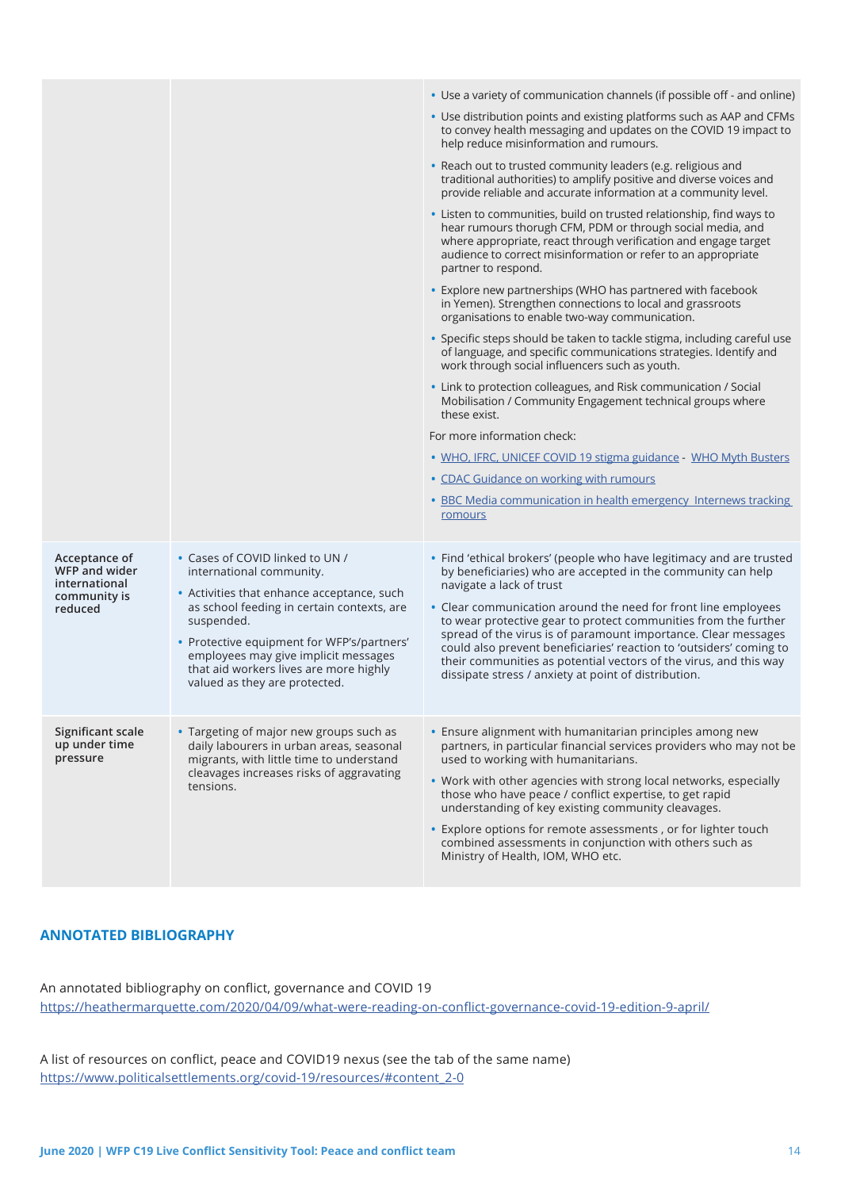| | | |
|---|---|---|
| | | • Use a variety of communication channels (if possible off - and online)<br>• Use distribution points and existing platforms such as AAP and CFMs to convey health messaging and updates on the COVID 19 impact to help reduce misinformation and rumours.<br>• Reach out to trusted community leaders (e.g. religious and traditional authorities) to amplify positive and diverse voices and provide reliable and accurate information at a community level.<br>• Listen to communities, build on trusted relationship, find ways to hear rumours thorugh CFM, PDM or through social media, and where appropriate, react through verification and engage target audience to correct misinformation or refer to an appropriate partner to respond.<br>• Explore new partnerships (WHO has partnered with facebook in Yemen). Strengthen connections to local and grassroots organisations to enable two-way communication.<br>• Specific steps should be taken to tackle stigma, including careful use of language, and specific communications strategies. Identify and work through social influencers such as youth.<br>• Link to protection colleagues, and Risk communication / Social Mobilisation / Community Engagement technical groups where these exist.<br>For more information check:<br>• WHO, IFRC, UNICEF COVID 19 stigma guidance - WHO Myth Busters<br>• CDAC Guidance on working with rumours<br>• BBC Media communication in health emergency Internews tracking romours |
| **Acceptance of WFP and wider international community is reduced** | • Cases of COVID linked to UN / international community.<br>• Activities that enhance acceptance, such as school feeding in certain contexts, are suspended.<br>• Protective equipment for WFP's/partners' employees may give implicit messages that aid workers lives are more highly valued as they are protected. | • Find 'ethical brokers' (people who have legitimacy and are trusted by beneficiaries) who are accepted in the community can help navigate a lack of trust<br>• Clear communication around the need for front line employees to wear protective gear to protect communities from the further spread of the virus is of paramount importance. Clear messages could also prevent beneficiaries' reaction to 'outsiders' coming to their communities as potential vectors of the virus, and this way dissipate stress / anxiety at point of distribution. |
| **Significant scale up under time pressure** | • Targeting of major new groups such as daily labourers in urban areas, seasonal migrants, with little time to understand cleavages increases risks of aggravating tensions. | • Ensure alignment with humanitarian principles among new partners, in particular financial services providers who may not be used to working with humanitarians.<br>• Work with other agencies with strong local networks, especially those who have peace / conflict expertise, to get rapid understanding of key existing community cleavages.<br>• Explore options for remote assessments , or for lighter touch combined assessments in conjunction with others such as Ministry of Health, IOM, WHO etc. |

## ANNOTATED BIBLIOGRAPHY

An annotated bibliography on conflict, governance and COVID 19
https://heathermarquette.com/2020/04/09/what-were-reading-on-conflict-governance-covid-19-edition-9-april/

A list of resources on conflict, peace and COVID19 nexus (see the tab of the same name)
https://www.politicalsettlements.org/covid-19/resources/#content_2-0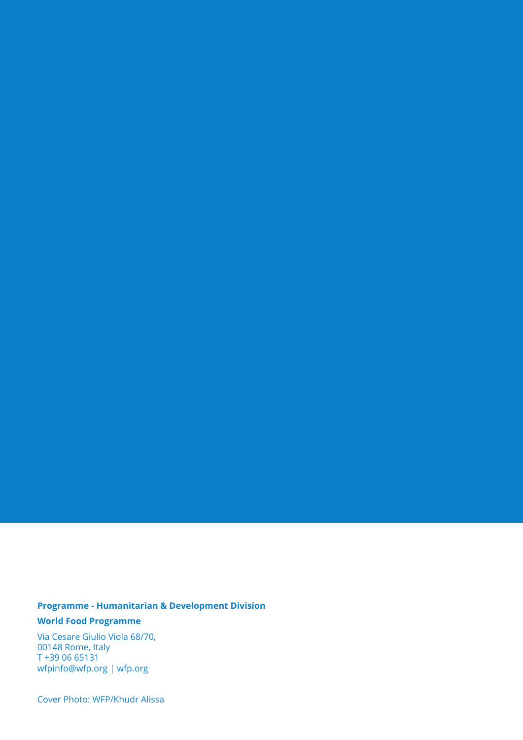**Programme - Humanitarian & Development Division**

**World Food Programme**

Via Cesare Giulio Viola 68/70,
00148 Rome, Italy
T +39 06 65131
wfpinfo@wfp.org | wfp.org

Cover Photo: WFP/Khudr Alissa